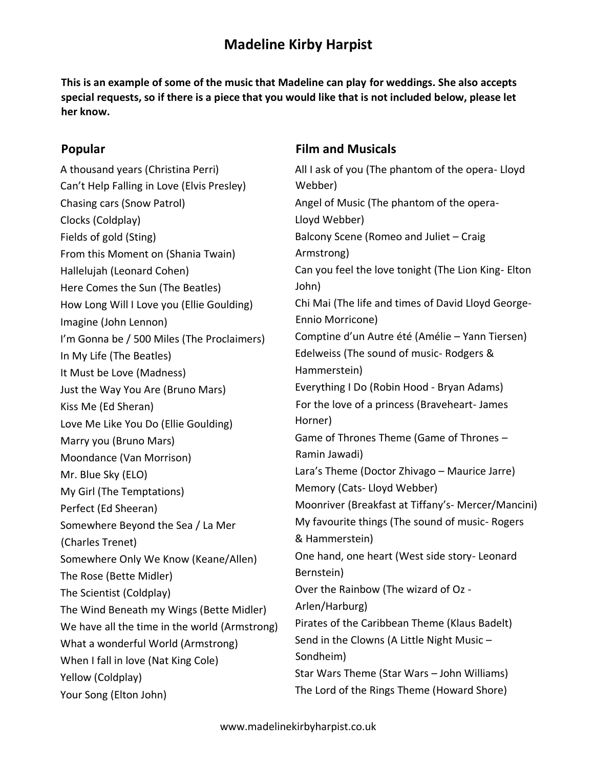# Madeline Kirby Harpist

**This is an example of some of the music that Madeline can play for weddings. She also accepts special requests, so if there is a piece that you would like that is not included below, please let her know.**

## Popular

A thousand years (Christina Perri)
Can't Help Falling in Love (Elvis Presley)
Chasing cars (Snow Patrol)
Clocks (Coldplay)
Fields of gold (Sting)
From this Moment on (Shania Twain)
Hallelujah (Leonard Cohen)
Here Comes the Sun (The Beatles)
How Long Will I Love you (Ellie Goulding)
Imagine (John Lennon)
I'm Gonna be / 500 Miles (The Proclaimers)
In My Life (The Beatles)
It Must be Love (Madness)
Just the Way You Are (Bruno Mars)
Kiss Me (Ed Sheran)
Love Me Like You Do (Ellie Goulding)
Marry you (Bruno Mars)
Moondance (Van Morrison)
Mr. Blue Sky (ELO)
My Girl (The Temptations)
Perfect (Ed Sheeran)
Somewhere Beyond the Sea / La Mer (Charles Trenet)
Somewhere Only We Know (Keane/Allen)
The Rose (Bette Midler)
The Scientist (Coldplay)
The Wind Beneath my Wings (Bette Midler)
We have all the time in the world (Armstrong)
What a wonderful World (Armstrong)
When I fall in love (Nat King Cole)
Yellow (Coldplay)
Your Song (Elton John)

## Film and Musicals

All I ask of you (The phantom of the opera- Lloyd Webber)
Angel of Music (The phantom of the opera- Lloyd Webber)
Balcony Scene (Romeo and Juliet – Craig Armstrong)
Can you feel the love tonight (The Lion King- Elton John)
Chi Mai (The life and times of David Lloyd George- Ennio Morricone)
Comptine d'un Autre été (Amélie – Yann Tiersen)
Edelweiss (The sound of music- Rodgers & Hammerstein)
Everything I Do (Robin Hood - Bryan Adams)
For the love of a princess (Braveheart- James Horner)
Game of Thrones Theme (Game of Thrones – Ramin Jawadi)
Lara's Theme (Doctor Zhivago – Maurice Jarre)
Memory (Cats- Lloyd Webber)
Moonriver (Breakfast at Tiffany's- Mercer/Mancini)
My favourite things (The sound of music- Rogers & Hammerstein)
One hand, one heart (West side story- Leonard Bernstein)
Over the Rainbow (The wizard of Oz - Arlen/Harburg)
Pirates of the Caribbean Theme (Klaus Badelt)
Send in the Clowns (A Little Night Music – Sondheim)
Star Wars Theme (Star Wars – John Williams)
The Lord of the Rings Theme (Howard Shore)

www.madelinekirbyharpist.co.uk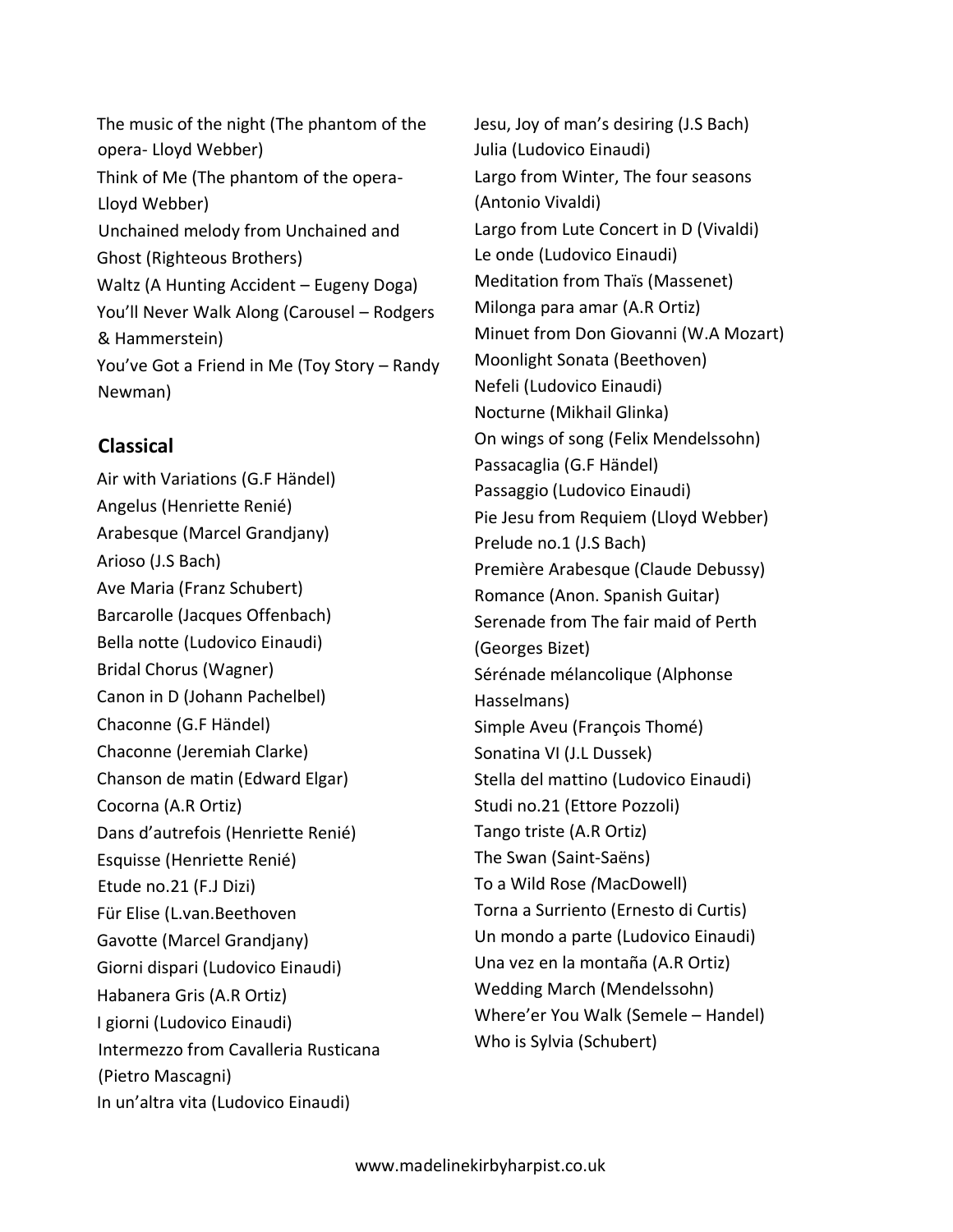The music of the night (The phantom of the opera- Lloyd Webber)
Think of Me (The phantom of the opera- Lloyd Webber)
Unchained melody from Unchained and Ghost (Righteous Brothers)
Waltz (A Hunting Accident – Eugeny Doga)
You'll Never Walk Along (Carousel – Rodgers & Hammerstein)
You've Got a Friend in Me (Toy Story – Randy Newman)

## Classical

Air with Variations (G.F Händel)
Angelus (Henriette Renié)
Arabesque (Marcel Grandjany)
Arioso (J.S Bach)
Ave Maria (Franz Schubert)
Barcarolle (Jacques Offenbach)
Bella notte (Ludovico Einaudi)
Bridal Chorus (Wagner)
Canon in D (Johann Pachelbel)
Chaconne (G.F Händel)
Chaconne (Jeremiah Clarke)
Chanson de matin (Edward Elgar)
Cocorna (A.R Ortiz)
Dans d'autrefois (Henriette Renié)
Esquisse (Henriette Renié)
Etude no.21 (F.J Dizi)
Für Elise (L.van.Beethoven
Gavotte (Marcel Grandjany)
Giorni dispari (Ludovico Einaudi)
Habanera Gris (A.R Ortiz)
I giorni (Ludovico Einaudi)
Intermezzo from Cavalleria Rusticana (Pietro Mascagni)
In un'altra vita (Ludovico Einaudi)
Jesu, Joy of man's desiring (J.S Bach)
Julia (Ludovico Einaudi)
Largo from Winter, The four seasons (Antonio Vivaldi)
Largo from Lute Concert in D (Vivaldi)
Le onde (Ludovico Einaudi)
Meditation from Thaïs (Massenet)
Milonga para amar (A.R Ortiz)
Minuet from Don Giovanni (W.A Mozart)
Moonlight Sonata (Beethoven)
Nefeli (Ludovico Einaudi)
Nocturne (Mikhail Glinka)
On wings of song (Felix Mendelssohn)
Passacaglia (G.F Händel)
Passaggio (Ludovico Einaudi)
Pie Jesu from Requiem (Lloyd Webber)
Prelude no.1 (J.S Bach)
Première Arabesque (Claude Debussy)
Romance (Anon. Spanish Guitar)
Serenade from The fair maid of Perth (Georges Bizet)
Sérénade mélancolique (Alphonse Hasselmans)
Simple Aveu (François Thomé)
Sonatina VI (J.L Dussek)
Stella del mattino (Ludovico Einaudi)
Studi no.21 (Ettore Pozzoli)
Tango triste (A.R Ortiz)
The Swan (Saint-Saëns)
To a Wild Rose *(*MacDowell)
Torna a Surriento (Ernesto di Curtis)
Un mondo a parte (Ludovico Einaudi)
Una vez en la montaña (A.R Ortiz)
Wedding March (Mendelssohn)
Where'er You Walk (Semele – Handel)
Who is Sylvia (Schubert)

www.madelinekirbyharpist.co.uk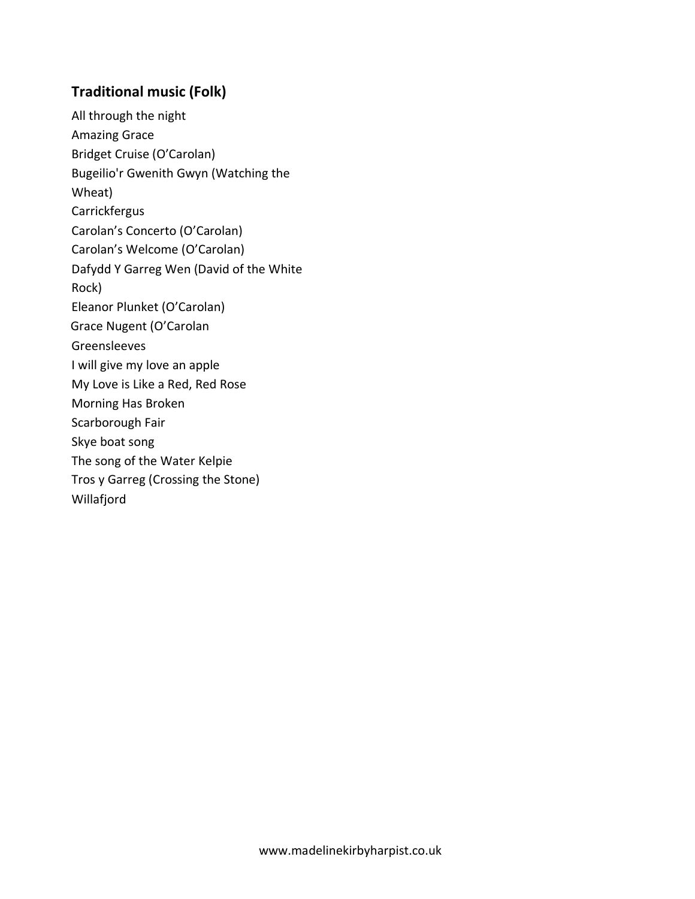## Traditional music (Folk)

All through the night
Amazing Grace
Bridget Cruise (O'Carolan)
Bugeilio'r Gwenith Gwyn (Watching the Wheat)
Carrickfergus
Carolan's Concerto (O'Carolan)
Carolan's Welcome (O'Carolan)
Dafydd Y Garreg Wen (David of the White Rock)
Eleanor Plunket (O'Carolan)
Grace Nugent (O'Carolan
Greensleeves
I will give my love an apple
My Love is Like a Red, Red Rose
Morning Has Broken
Scarborough Fair
Skye boat song
The song of the Water Kelpie
Tros y Garreg (Crossing the Stone)
Willafjord

www.madelinekirbyharpist.co.uk